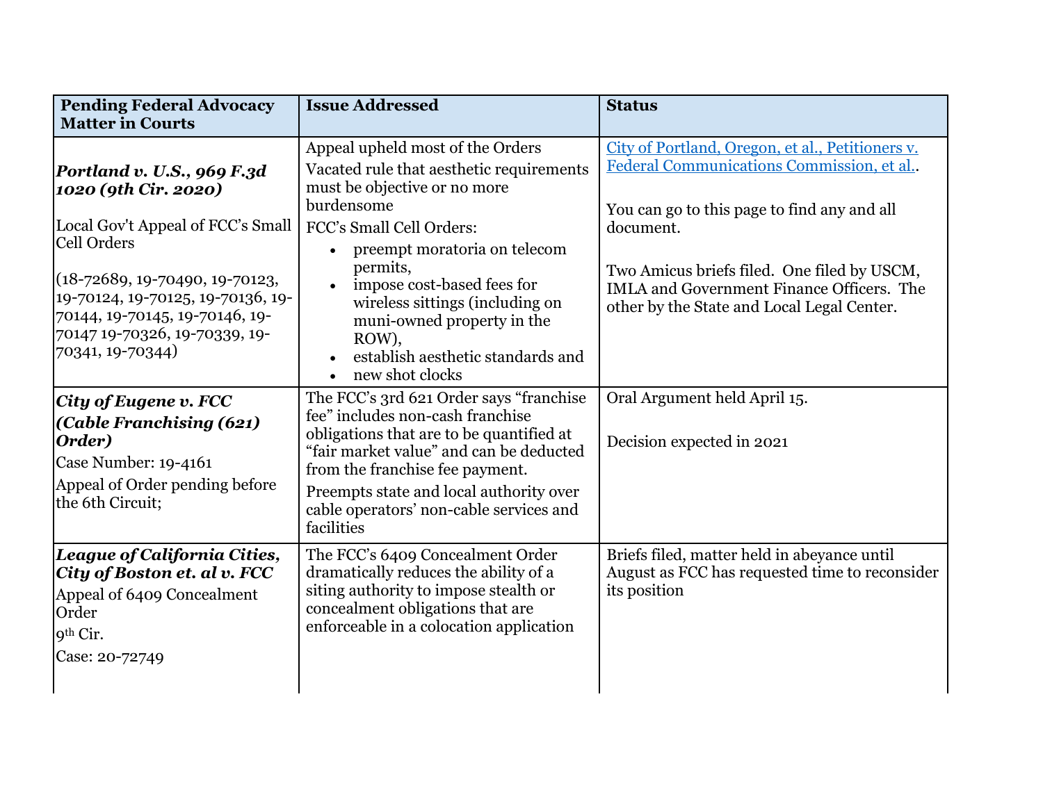| Pending Federal Advocacy Matter in Courts | Issue Addressed | Status |
|---|---|---|
| ***Portland v. U.S., 969 F.3d 1020 (9th Cir. 2020)***<br><br>Local Gov't Appeal of FCC's Small Cell Orders<br><br>(18-72689, 19-70490, 19-70123, 19-70124, 19-70125, 19-70136, 19-70144, 19-70145, 19-70146, 19-70147 19-70326, 19-70339, 19-70341, 19-70344) | Appeal upheld most of the Orders<br>Vacated rule that aesthetic requirements must be objective or no more burdensome<br>FCC's Small Cell Orders:<br>• preempt moratoria on telecom permits,<br>• impose cost-based fees for wireless sittings (including on muni-owned property in the ROW),<br>• establish aesthetic standards and<br>• new shot clocks | [City of Portland, Oregon, et al., Petitioners v. Federal Communications Commission, et al.]().<br><br>You can go to this page to find any and all document.<br><br>Two Amicus briefs filed. One filed by USCM, IMLA and Government Finance Officers. The other by the State and Local Legal Center. |
| ***City of Eugene v. FCC (Cable Franchising (621) Order)***<br>Case Number: 19-4161<br>Appeal of Order pending before the 6th Circuit; | The FCC's 3rd 621 Order says "franchise fee" includes non-cash franchise obligations that are to be quantified at "fair market value" and can be deducted from the franchise fee payment.<br>Preempts state and local authority over cable operators' non-cable services and facilities | Oral Argument held April 15.<br><br>Decision expected in 2021 |
| ***League of California Cities, City of Boston et. al v. FCC***<br>Appeal of 6409 Concealment Order<br>9th Cir.<br>Case: 20-72749 | The FCC's 6409 Concealment Order dramatically reduces the ability of a siting authority to impose stealth or concealment obligations that are enforceable in a colocation application | Briefs filed, matter held in abeyance until August as FCC has requested time to reconsider its position |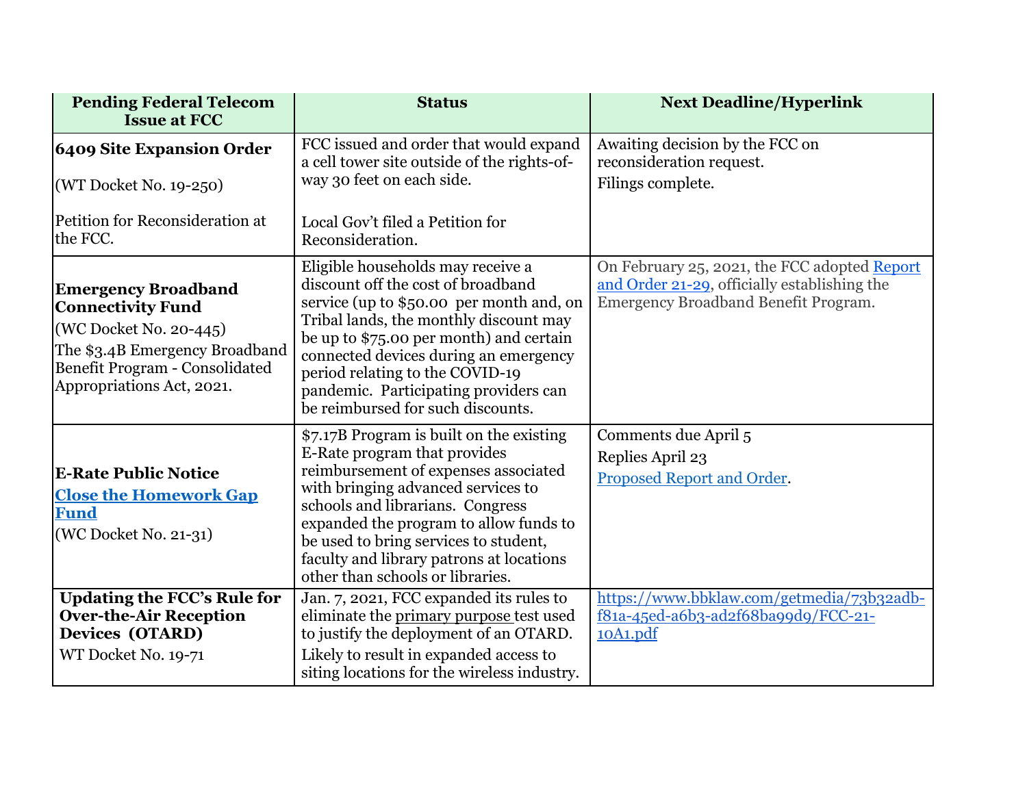| Pending Federal Telecom Issue at FCC | Status | Next Deadline/Hyperlink |
|---|---|---|
| **6409 Site Expansion Order**<br><br>(WT Docket No. 19-250)<br><br>Petition for Reconsideration at the FCC. | FCC issued and order that would expand a cell tower site outside of the rights-of-way 30 feet on each side.<br><br>Local Gov't filed a Petition for Reconsideration. | Awaiting decision by the FCC on reconsideration request.<br>Filings complete. |
| **Emergency Broadband Connectivity Fund**<br>(WC Docket No. 20-445)<br>The $3.4B Emergency Broadband Benefit Program - Consolidated Appropriations Act, 2021. | Eligible households may receive a discount off the cost of broadband service (up to $50.00 per month and, on Tribal lands, the monthly discount may be up to $75.00 per month) and certain connected devices during an emergency period relating to the COVID-19 pandemic. Participating providers can be reimbursed for such discounts. | On February 25, 2021, the FCC adopted Report and Order 21-29, officially establishing the Emergency Broadband Benefit Program. |
| **E-Rate Public Notice**<br>**Close the Homework Gap Fund**<br>(WC Docket No. 21-31) | $7.17B Program is built on the existing E-Rate program that provides reimbursement of expenses associated with bringing advanced services to schools and librarians. Congress expanded the program to allow funds to be used to bring services to student, faculty and library patrons at locations other than schools or libraries. | Comments due April 5<br>Replies April 23<br>Proposed Report and Order. |
| **Updating the FCC's Rule for Over-the-Air Reception Devices (OTARD)**<br>WT Docket No. 19-71 | Jan. 7, 2021, FCC expanded its rules to eliminate the primary purpose test used to justify the deployment of an OTARD.<br>Likely to result in expanded access to siting locations for the wireless industry. | https://www.bbklaw.com/getmedia/73b32adb-f81a-45ed-a6b3-ad2f68ba99d9/FCC-21-10A1.pdf |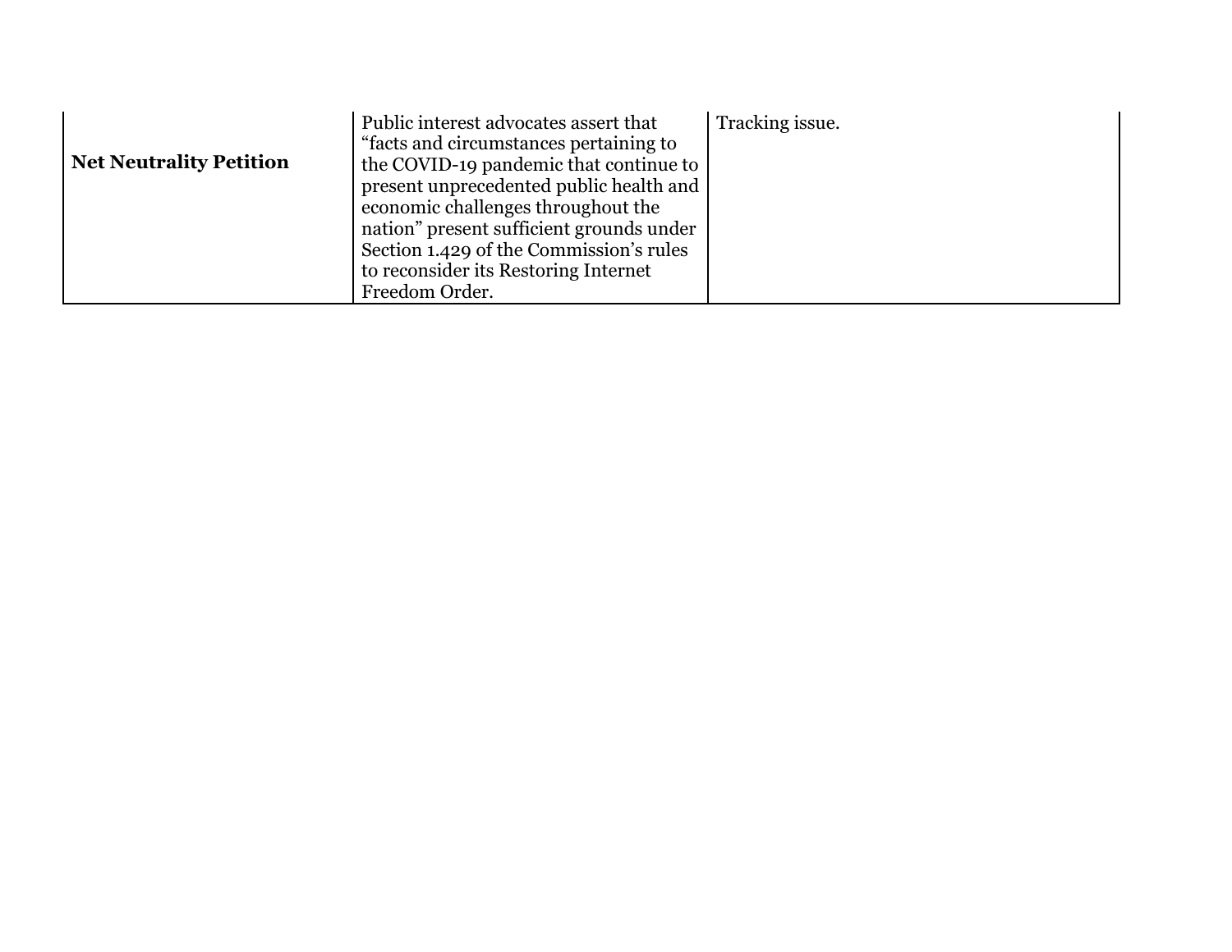| | | |
|---|---|---|
| **Net Neutrality Petition** | Public interest advocates assert that "facts and circumstances pertaining to the COVID-19 pandemic that continue to present unprecedented public health and economic challenges throughout the nation" present sufficient grounds under Section 1.429 of the Commission's rules to reconsider its Restoring Internet Freedom Order. | Tracking issue. |